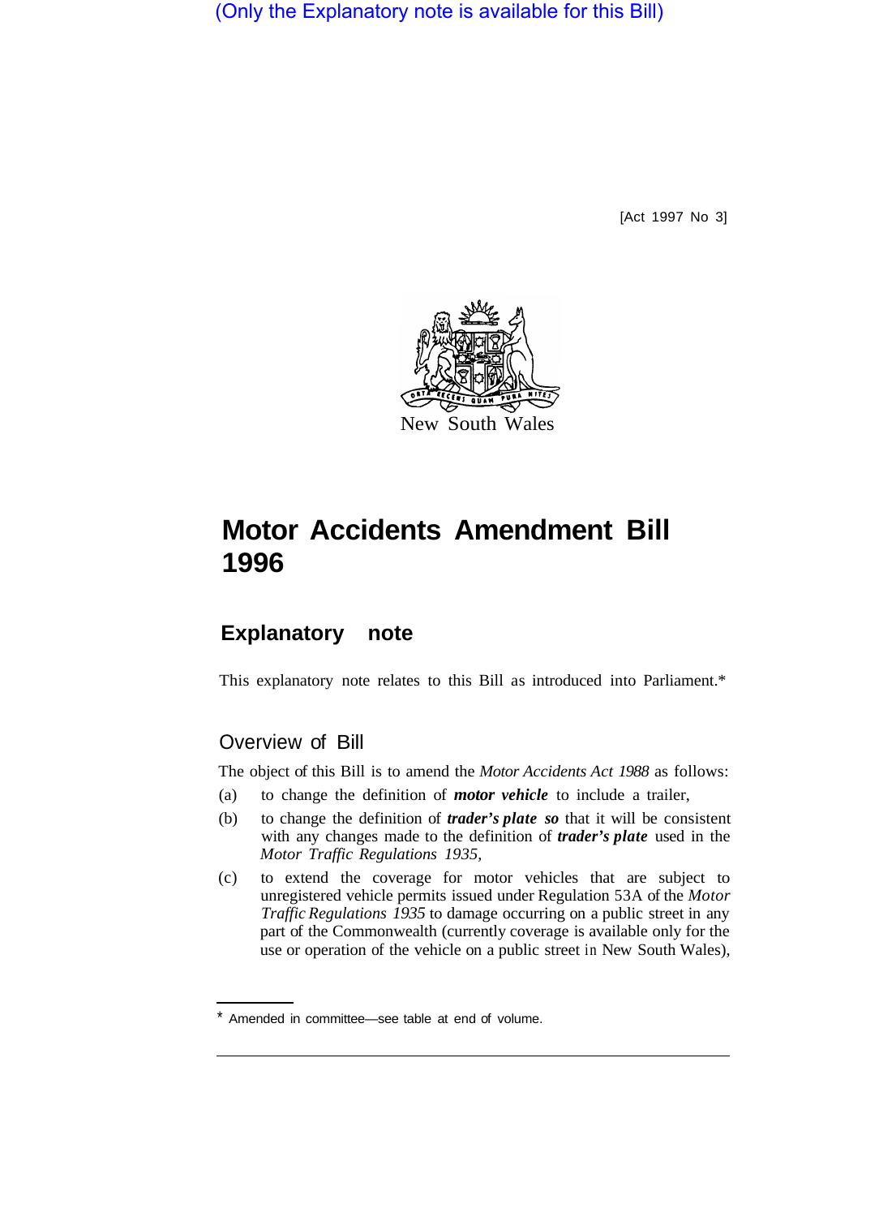(Only the Explanatory note is available for this Bill)

[Act 1997 No 3]

New South Wales

# Motor Accidents Amendment Bill 1996

## Explanatory note

This explanatory note relates to this Bill as introduced into Parliament.*

### Overview of Bill

The object of this Bill is to amend the *Motor Accidents Act 1988* as follows:

(a) to change the definition of ***motor vehicle*** to include a trailer,

(b) to change the definition of ***trader's plate*** so that it will be consistent with any changes made to the definition of ***trader's plate*** used in the *Motor Traffic Regulations 1935,*

(c) to extend the coverage for motor vehicles that are subject to unregistered vehicle permits issued under Regulation 53A of the *Motor Traffic Regulations 1935* to damage occurring on a public street in any part of the Commonwealth (currently coverage is available only for the use or operation of the vehicle on a public street in New South Wales),

* Amended in committee—see table at end of volume.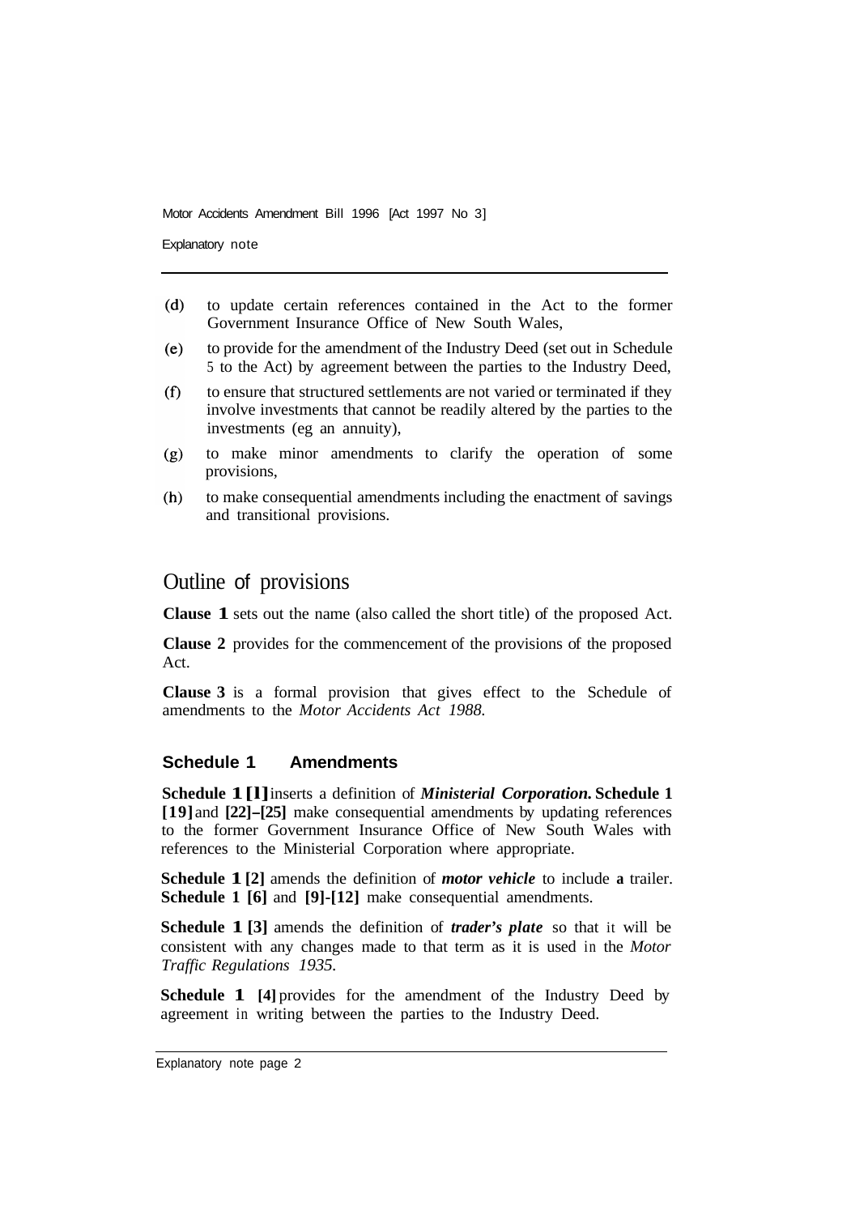(d) to update certain references contained in the Act to the former Government Insurance Office of New South Wales,

(e) to provide for the amendment of the Industry Deed (set out in Schedule 5 to the Act) by agreement between the parties to the Industry Deed,

(f) to ensure that structured settlements are not varied or terminated if they involve investments that cannot be readily altered by the parties to the investments (eg an annuity),

(g) to make minor amendments to clarify the operation of some provisions,

(h) to make consequential amendments including the enactment of savings and transitional provisions.

## Outline of provisions

**Clause 1** sets out the name (also called the short title) of the proposed Act.

**Clause 2** provides for the commencement of the provisions of the proposed Act.

**Clause 3** is a formal provision that gives effect to the Schedule of amendments to the *Motor Accidents Act 1988.*

### Schedule 1 Amendments

**Schedule 1 [1]** inserts a definition of ***Ministerial Corporation.*** **Schedule 1 [19]** and **[22]–[25]** make consequential amendments by updating references to the former Government Insurance Office of New South Wales with references to the Ministerial Corporation where appropriate.

**Schedule 1 [2]** amends the definition of ***motor vehicle*** to include **a** trailer. **Schedule 1 [6]** and **[9]-[12]** make consequential amendments.

**Schedule 1 [3]** amends the definition of ***trader's plate*** so that it will be consistent with any changes made to that term as it is used in the *Motor Traffic Regulations 1935.*

**Schedule 1 [4]** provides for the amendment of the Industry Deed by agreement in writing between the parties to the Industry Deed.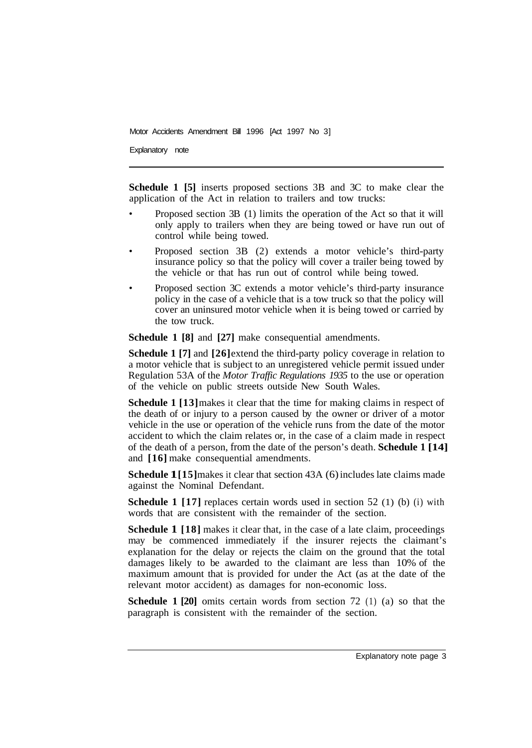**Schedule 1 [5]** inserts proposed sections 3B and 3C to make clear the application of the Act in relation to trailers and tow trucks:

- Proposed section 3B (1) limits the operation of the Act so that it will only apply to trailers when they are being towed or have run out of control while being towed.
- Proposed section 3B (2) extends a motor vehicle's third-party insurance policy so that the policy will cover a trailer being towed by the vehicle or that has run out of control while being towed.
- Proposed section 3C extends a motor vehicle's third-party insurance policy in the case of a vehicle that is a tow truck so that the policy will cover an uninsured motor vehicle when it is being towed or carried by the tow truck.

**Schedule 1 [8]** and **[27]** make consequential amendments.

**Schedule 1 [7]** and **[26]** extend the third-party policy coverage in relation to a motor vehicle that is subject to an unregistered vehicle permit issued under Regulation 53A of the *Motor Traffic Regulations 1935* to the use or operation of the vehicle on public streets outside New South Wales.

**Schedule 1 [13]** makes it clear that the time for making claims in respect of the death of or injury to a person caused by the owner or driver of a motor vehicle in the use or operation of the vehicle runs from the date of the motor accident to which the claim relates or, in the case of a claim made in respect of the death of a person, from the date of the person's death. **Schedule 1 [14]** and **[16]** make consequential amendments.

**Schedule 1 [15]** makes it clear that section 43A (6) includes late claims made against the Nominal Defendant.

**Schedule 1 [17]** replaces certain words used in section 52 (1) (b) (i) with words that are consistent with the remainder of the section.

**Schedule 1 [18]** makes it clear that, in the case of a late claim, proceedings may be commenced immediately if the insurer rejects the claimant's explanation for the delay or rejects the claim on the ground that the total damages likely to be awarded to the claimant are less than 10% of the maximum amount that is provided for under the Act (as at the date of the relevant motor accident) as damages for non-economic loss.

**Schedule 1 [20]** omits certain words from section 72 (1) (a) so that the paragraph is consistent with the remainder of the section.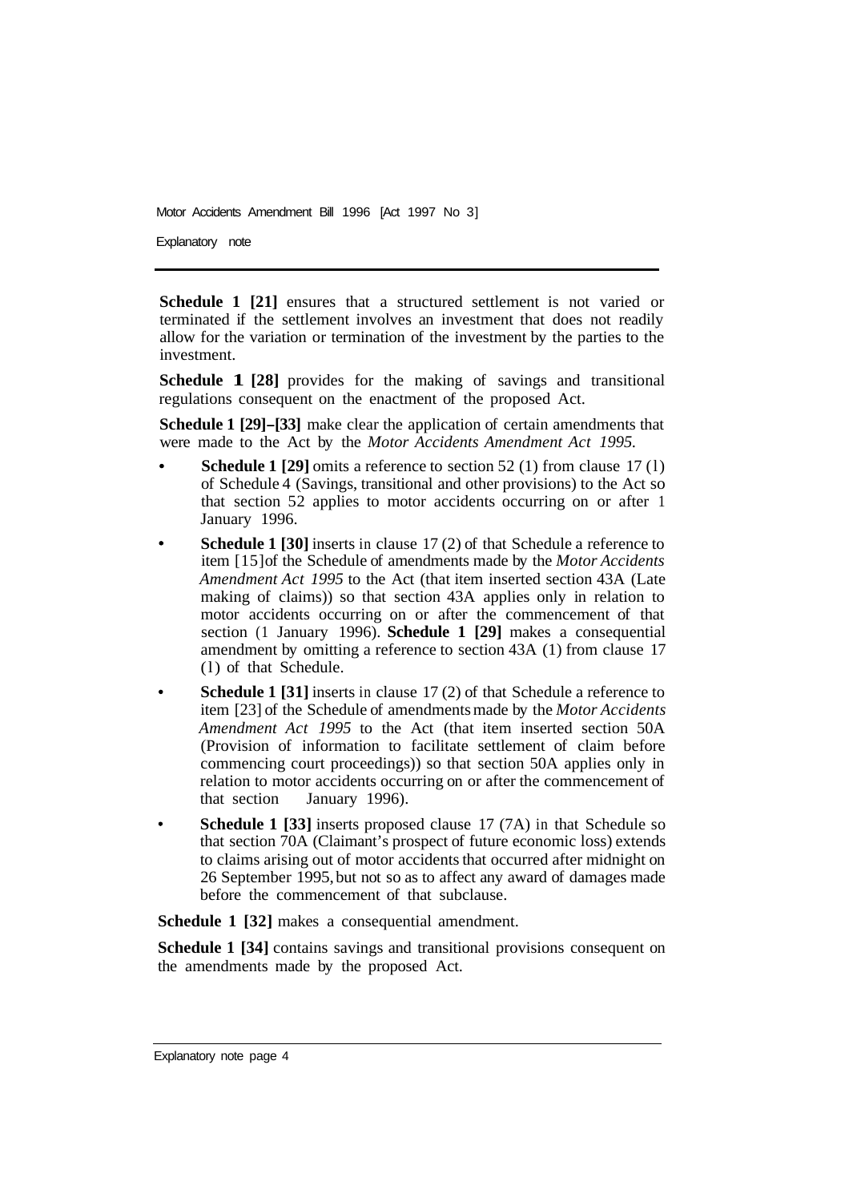**Schedule 1 [21]** ensures that a structured settlement is not varied or terminated if the settlement involves an investment that does not readily allow for the variation or termination of the investment by the parties to the investment.

**Schedule 1 [28]** provides for the making of savings and transitional regulations consequent on the enactment of the proposed Act.

**Schedule 1 [29]–[33]** make clear the application of certain amendments that were made to the Act by the *Motor Accidents Amendment Act 1995.*

- **Schedule 1 [29]** omits a reference to section 52 (1) from clause 17 (1) of Schedule 4 (Savings, transitional and other provisions) to the Act so that section 52 applies to motor accidents occurring on or after 1 January 1996.
- **Schedule 1 [30]** inserts in clause 17 (2) of that Schedule a reference to item [15] of the Schedule of amendments made by the *Motor Accidents Amendment Act 1995* to the Act (that item inserted section 43A (Late making of claims)) so that section 43A applies only in relation to motor accidents occurring on or after the commencement of that section (1 January 1996). **Schedule 1 [29]** makes a consequential amendment by omitting a reference to section 43A (1) from clause 17 (1) of that Schedule.
- **Schedule 1 [31]** inserts in clause 17 (2) of that Schedule a reference to item [23] of the Schedule of amendments made by the *Motor Accidents Amendment Act 1995* to the Act (that item inserted section 50A (Provision of information to facilitate settlement of claim before commencing court proceedings)) so that section 50A applies only in relation to motor accidents occurring on or after the commencement of that section January 1996).
- **Schedule 1 [33]** inserts proposed clause 17 (7A) in that Schedule so that section 70A (Claimant's prospect of future economic loss) extends to claims arising out of motor accidents that occurred after midnight on 26 September 1995, but not so as to affect any award of damages made before the commencement of that subclause.

**Schedule 1 [32]** makes a consequential amendment.

**Schedule 1 [34]** contains savings and transitional provisions consequent on the amendments made by the proposed Act.